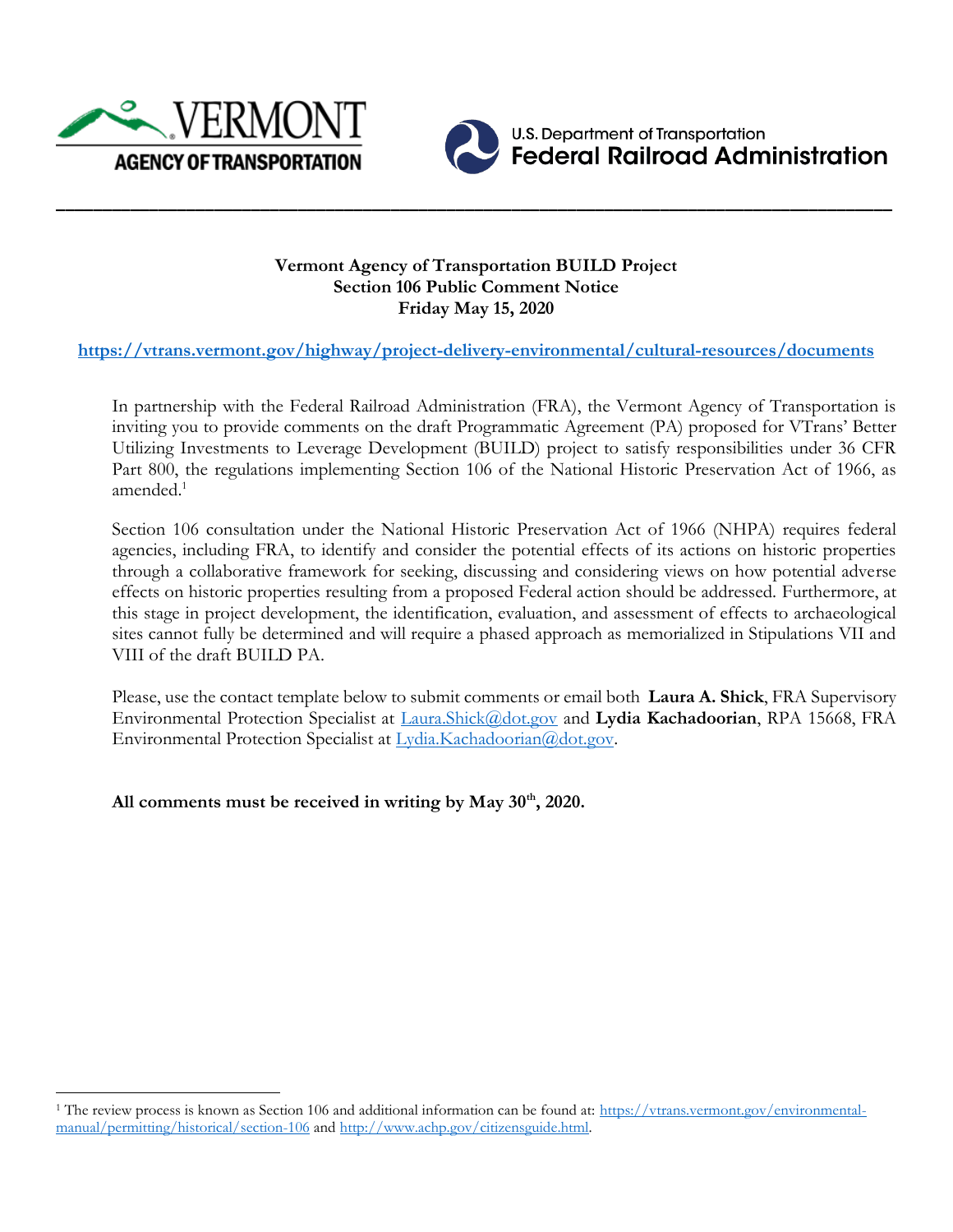VERMONT AGENCY OF TRANSPORTATION

U.S. Department of Transportation
Federal Railroad Administration

---

**Vermont Agency of Transportation BUILD Project**
**Section 106 Public Comment Notice**
**Friday May 15, 2020**

**https://vtrans.vermont.gov/highway/project-delivery-environmental/cultural-resources/documents**

In partnership with the Federal Railroad Administration (FRA), the Vermont Agency of Transportation is inviting you to provide comments on the draft Programmatic Agreement (PA) proposed for VTrans' Better Utilizing Investments to Leverage Development (BUILD) project to satisfy responsibilities under 36 CFR Part 800, the regulations implementing Section 106 of the National Historic Preservation Act of 1966, as amended.[1]

Section 106 consultation under the National Historic Preservation Act of 1966 (NHPA) requires federal agencies, including FRA, to identify and consider the potential effects of its actions on historic properties through a collaborative framework for seeking, discussing and considering views on how potential adverse effects on historic properties resulting from a proposed Federal action should be addressed. Furthermore, at this stage in project development, the identification, evaluation, and assessment of effects to archaeological sites cannot fully be determined and will require a phased approach as memorialized in Stipulations VII and VIII of the draft BUILD PA.

Please, use the contact template below to submit comments or email both **Laura A. Shick**, FRA Supervisory Environmental Protection Specialist at Laura.Shick@dot.gov and **Lydia Kachadoorian**, RPA 15668, FRA Environmental Protection Specialist at Lydia.Kachadoorian@dot.gov.

**All comments must be received in writing by May 30th, 2020.**

---

[1] The review process is known as Section 106 and additional information can be found at: https://vtrans.vermont.gov/environmental-manual/permitting/historical/section-106 and http://www.achp.gov/citizensguide.html.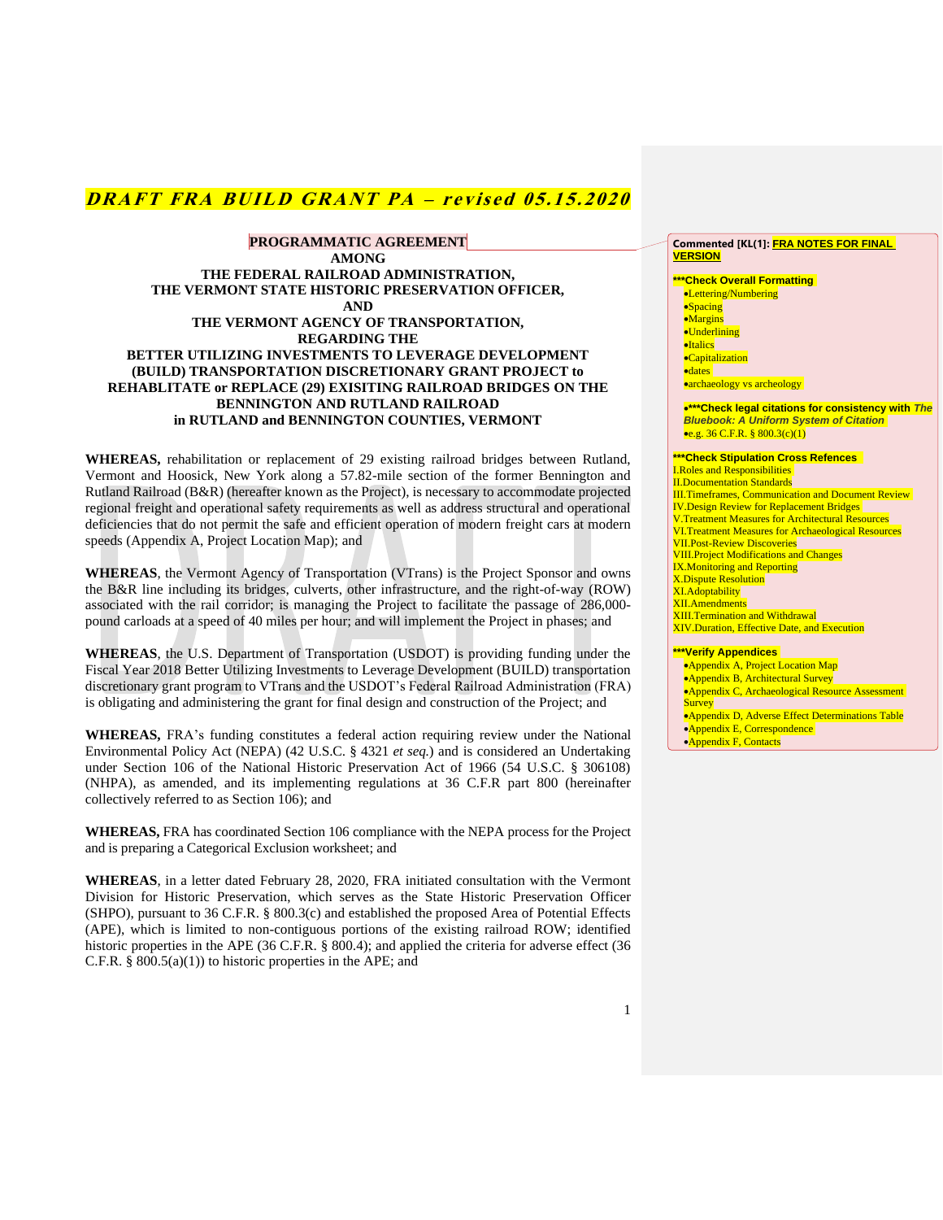***DRAFT FRA BUILD GRANT PA – revised 05.15.2020***

**PROGRAMMATIC AGREEMENT**
**AMONG**
**THE FEDERAL RAILROAD ADMINISTRATION,**
**THE VERMONT STATE HISTORIC PRESERVATION OFFICER,**
**AND**
**THE VERMONT AGENCY OF TRANSPORTATION,**
**REGARDING THE**
**BETTER UTILIZING INVESTMENTS TO LEVERAGE DEVELOPMENT (BUILD) TRANSPORTATION DISCRETIONARY GRANT PROJECT to REHABLITATE or REPLACE (29) EXISITING RAILROAD BRIDGES ON THE BENNINGTON AND RUTLAND RAILROAD**
**in RUTLAND and BENNINGTON COUNTIES, VERMONT**

**WHEREAS,** rehabilitation or replacement of 29 existing railroad bridges between Rutland, Vermont and Hoosick, New York along a 57.82-mile section of the former Bennington and Rutland Railroad (B&R) (hereafter known as the Project), is necessary to accommodate projected regional freight and operational safety requirements as well as address structural and operational deficiencies that do not permit the safe and efficient operation of modern freight cars at modern speeds (Appendix A, Project Location Map); and

**WHEREAS**, the Vermont Agency of Transportation (VTrans) is the Project Sponsor and owns the B&R line including its bridges, culverts, other infrastructure, and the right-of-way (ROW) associated with the rail corridor; is managing the Project to facilitate the passage of 286,000-pound carloads at a speed of 40 miles per hour; and will implement the Project in phases; and

**WHEREAS**, the U.S. Department of Transportation (USDOT) is providing funding under the Fiscal Year 2018 Better Utilizing Investments to Leverage Development (BUILD) transportation discretionary grant program to VTrans and the USDOT's Federal Railroad Administration (FRA) is obligating and administering the grant for final design and construction of the Project; and

**WHEREAS,** FRA's funding constitutes a federal action requiring review under the National Environmental Policy Act (NEPA) (42 U.S.C. § 4321 *et seq.*) and is considered an Undertaking under Section 106 of the National Historic Preservation Act of 1966 (54 U.S.C. § 306108) (NHPA), as amended, and its implementing regulations at 36 C.F.R part 800 (hereinafter collectively referred to as Section 106); and

**WHEREAS,** FRA has coordinated Section 106 compliance with the NEPA process for the Project and is preparing a Categorical Exclusion worksheet; and

**WHEREAS**, in a letter dated February 28, 2020, FRA initiated consultation with the Vermont Division for Historic Preservation, which serves as the State Historic Preservation Officer (SHPO), pursuant to 36 C.F.R. § 800.3(c) and established the proposed Area of Potential Effects (APE), which is limited to non-contiguous portions of the existing railroad ROW; identified historic properties in the APE (36 C.F.R. § 800.4); and applied the criteria for adverse effect (36 C.F.R. § 800.5(a)(1)) to historic properties in the APE; and

**Commented [KL(1]: FRA NOTES FOR FINAL VERSION**

**\*\*\*Check Overall Formatting**
- Lettering/Numbering
- Spacing
- Margins
- Underlining
- Italics
- Capitalization
- dates
- archaeology vs archeology

- **\*\*\*Check legal citations for consistency with *The Bluebook: A Uniform System of Citation***
- e.g. 36 C.F.R. § 800.3(c)(1)

**\*\*\*Check Stipulation Cross Refences**
I. Roles and Responsibilities
II. Documentation Standards
III. Timeframes, Communication and Document Review
IV. Design Review for Replacement Bridges
V. Treatment Measures for Architectural Resources
VI. Treatment Measures for Archaeological Resources
VII. Post-Review Discoveries
VIII. Project Modifications and Changes
IX. Monitoring and Reporting
X. Dispute Resolution
XI. Adoptability
XII. Amendments
XIII. Termination and Withdrawal
XIV. Duration, Effective Date, and Execution

**\*\*\*Verify Appendices**
- Appendix A, Project Location Map
- Appendix B, Architectural Survey
- Appendix C, Archaeological Resource Assessment Survey
- Appendix D, Adverse Effect Determinations Table
- Appendix E, Correspondence
- Appendix F, Contacts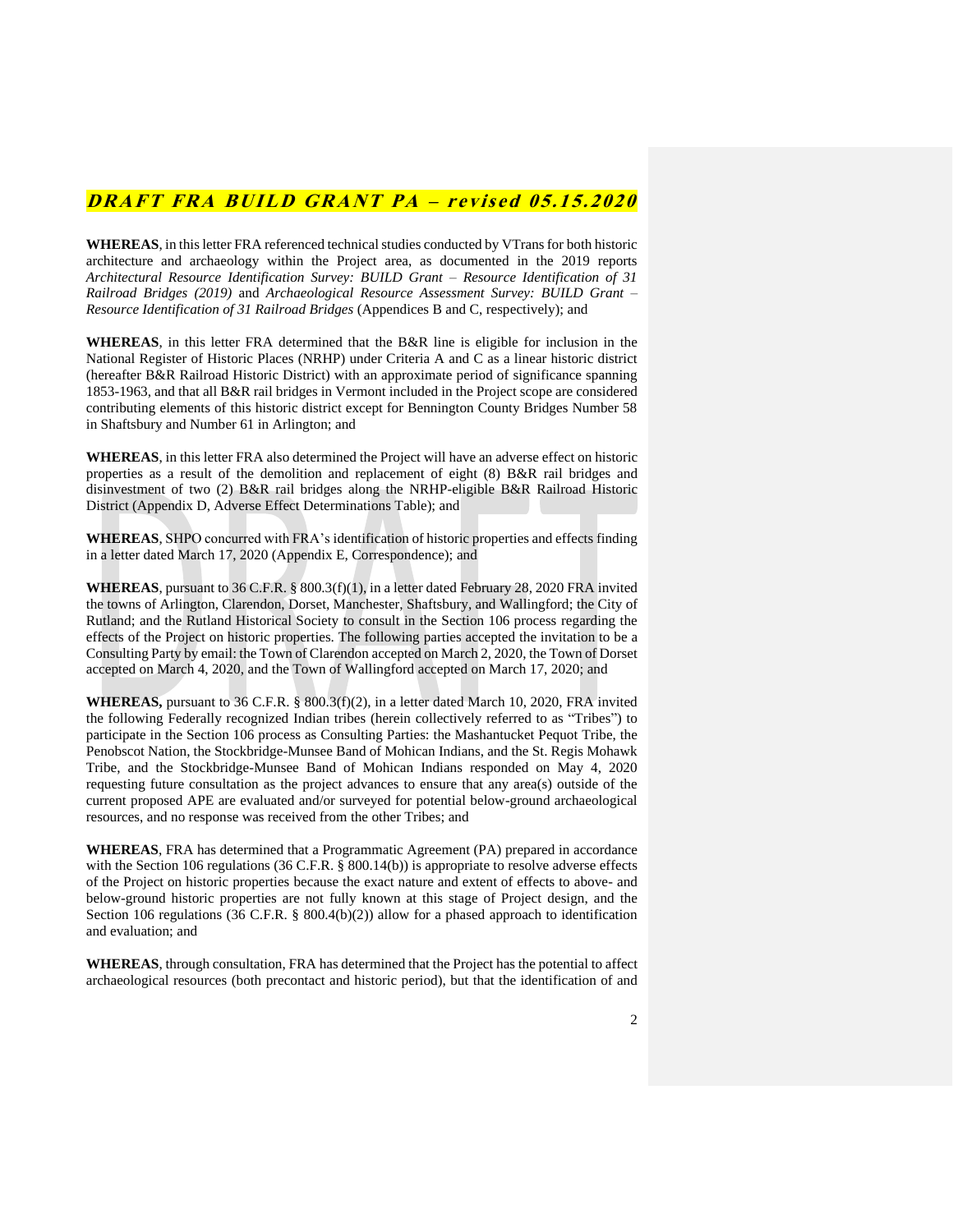***DRAFT FRA BUILD GRANT PA – revised 05.15.2020***

**WHEREAS**, in this letter FRA referenced technical studies conducted by VTrans for both historic architecture and archaeology within the Project area, as documented in the 2019 reports *Architectural Resource Identification Survey: BUILD Grant – Resource Identification of 31 Railroad Bridges (2019)* and *Archaeological Resource Assessment Survey: BUILD Grant – Resource Identification of 31 Railroad Bridges* (Appendices B and C, respectively); and

**WHEREAS**, in this letter FRA determined that the B&R line is eligible for inclusion in the National Register of Historic Places (NRHP) under Criteria A and C as a linear historic district (hereafter B&R Railroad Historic District) with an approximate period of significance spanning 1853-1963, and that all B&R rail bridges in Vermont included in the Project scope are considered contributing elements of this historic district except for Bennington County Bridges Number 58 in Shaftsbury and Number 61 in Arlington; and

**WHEREAS**, in this letter FRA also determined the Project will have an adverse effect on historic properties as a result of the demolition and replacement of eight (8) B&R rail bridges and disinvestment of two (2) B&R rail bridges along the NRHP-eligible B&R Railroad Historic District (Appendix D, Adverse Effect Determinations Table); and

**WHEREAS**, SHPO concurred with FRA's identification of historic properties and effects finding in a letter dated March 17, 2020 (Appendix E, Correspondence); and

**WHEREAS**, pursuant to 36 C.F.R. § 800.3(f)(1), in a letter dated February 28, 2020 FRA invited the towns of Arlington, Clarendon, Dorset, Manchester, Shaftsbury, and Wallingford; the City of Rutland; and the Rutland Historical Society to consult in the Section 106 process regarding the effects of the Project on historic properties. The following parties accepted the invitation to be a Consulting Party by email: the Town of Clarendon accepted on March 2, 2020, the Town of Dorset accepted on March 4, 2020, and the Town of Wallingford accepted on March 17, 2020; and

**WHEREAS,** pursuant to 36 C.F.R. § 800.3(f)(2), in a letter dated March 10, 2020, FRA invited the following Federally recognized Indian tribes (herein collectively referred to as "Tribes") to participate in the Section 106 process as Consulting Parties: the Mashantucket Pequot Tribe, the Penobscot Nation, the Stockbridge-Munsee Band of Mohican Indians, and the St. Regis Mohawk Tribe, and the Stockbridge-Munsee Band of Mohican Indians responded on May 4, 2020 requesting future consultation as the project advances to ensure that any area(s) outside of the current proposed APE are evaluated and/or surveyed for potential below-ground archaeological resources, and no response was received from the other Tribes; and

**WHEREAS**, FRA has determined that a Programmatic Agreement (PA) prepared in accordance with the Section 106 regulations (36 C.F.R. § 800.14(b)) is appropriate to resolve adverse effects of the Project on historic properties because the exact nature and extent of effects to above- and below-ground historic properties are not fully known at this stage of Project design, and the Section 106 regulations (36 C.F.R. § 800.4(b)(2)) allow for a phased approach to identification and evaluation; and

**WHEREAS**, through consultation, FRA has determined that the Project has the potential to affect archaeological resources (both precontact and historic period), but that the identification of and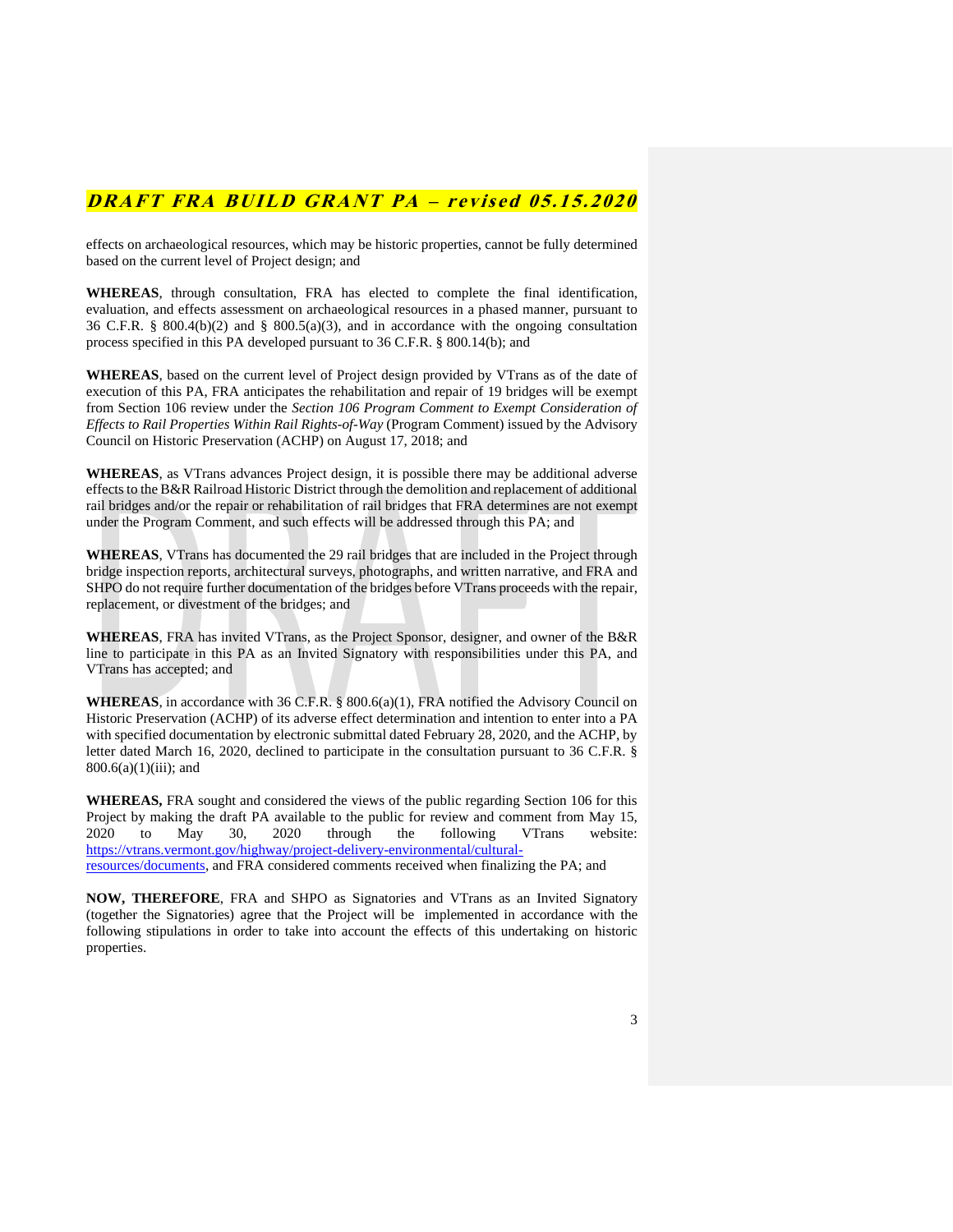effects on archaeological resources, which may be historic properties, cannot be fully determined based on the current level of Project design; and

**WHEREAS**, through consultation, FRA has elected to complete the final identification, evaluation, and effects assessment on archaeological resources in a phased manner, pursuant to 36 C.F.R. § 800.4(b)(2) and § 800.5(a)(3), and in accordance with the ongoing consultation process specified in this PA developed pursuant to 36 C.F.R. § 800.14(b); and

**WHEREAS**, based on the current level of Project design provided by VTrans as of the date of execution of this PA, FRA anticipates the rehabilitation and repair of 19 bridges will be exempt from Section 106 review under the *Section 106 Program Comment to Exempt Consideration of Effects to Rail Properties Within Rail Rights-of-Way* (Program Comment) issued by the Advisory Council on Historic Preservation (ACHP) on August 17, 2018; and

**WHEREAS**, as VTrans advances Project design, it is possible there may be additional adverse effects to the B&R Railroad Historic District through the demolition and replacement of additional rail bridges and/or the repair or rehabilitation of rail bridges that FRA determines are not exempt under the Program Comment, and such effects will be addressed through this PA; and

**WHEREAS**, VTrans has documented the 29 rail bridges that are included in the Project through bridge inspection reports, architectural surveys, photographs, and written narrative, and FRA and SHPO do not require further documentation of the bridges before VTrans proceeds with the repair, replacement, or divestment of the bridges; and

**WHEREAS**, FRA has invited VTrans, as the Project Sponsor, designer, and owner of the B&R line to participate in this PA as an Invited Signatory with responsibilities under this PA, and VTrans has accepted; and

**WHEREAS**, in accordance with 36 C.F.R. § 800.6(a)(1), FRA notified the Advisory Council on Historic Preservation (ACHP) of its adverse effect determination and intention to enter into a PA with specified documentation by electronic submittal dated February 28, 2020, and the ACHP, by letter dated March 16, 2020, declined to participate in the consultation pursuant to 36 C.F.R. § 800.6(a)(1)(iii); and

**WHEREAS,** FRA sought and considered the views of the public regarding Section 106 for this Project by making the draft PA available to the public for review and comment from May 15, 2020 to May 30, 2020 through the following VTrans website: https://vtrans.vermont.gov/highway/project-delivery-environmental/cultural-resources/documents, and FRA considered comments received when finalizing the PA; and

**NOW, THEREFORE**, FRA and SHPO as Signatories and VTrans as an Invited Signatory (together the Signatories) agree that the Project will be implemented in accordance with the following stipulations in order to take into account the effects of this undertaking on historic properties.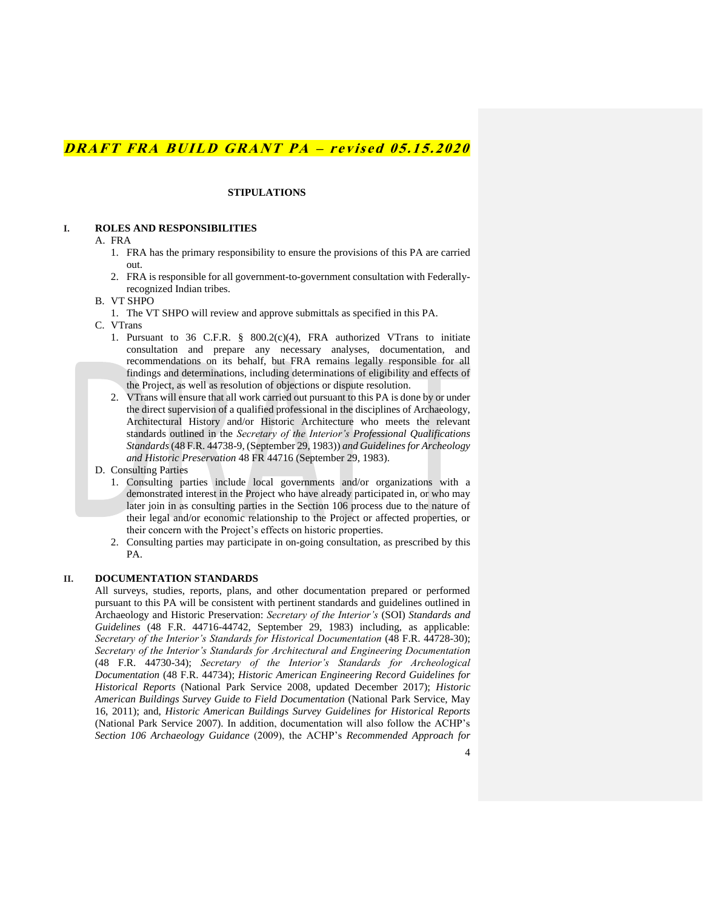**STIPULATIONS**

## I. ROLES AND RESPONSIBILITIES

A. FRA

1. FRA has the primary responsibility to ensure the provisions of this PA are carried out.
2. FRA is responsible for all government-to-government consultation with Federally-recognized Indian tribes.

B. VT SHPO

1. The VT SHPO will review and approve submittals as specified in this PA.

C. VTrans

1. Pursuant to 36 C.F.R. § 800.2(c)(4), FRA authorized VTrans to initiate consultation and prepare any necessary analyses, documentation, and recommendations on its behalf, but FRA remains legally responsible for all findings and determinations, including determinations of eligibility and effects of the Project, as well as resolution of objections or dispute resolution.
2. VTrans will ensure that all work carried out pursuant to this PA is done by or under the direct supervision of a qualified professional in the disciplines of Archaeology, Architectural History and/or Historic Architecture who meets the relevant standards outlined in the *Secretary of the Interior's Professional Qualifications Standards* (48 F.R. 44738-9, (September 29, 1983)) *and Guidelines for Archeology and Historic Preservation* 48 FR 44716 (September 29, 1983).

D. Consulting Parties

1. Consulting parties include local governments and/or organizations with a demonstrated interest in the Project who have already participated in, or who may later join in as consulting parties in the Section 106 process due to the nature of their legal and/or economic relationship to the Project or affected properties, or their concern with the Project's effects on historic properties.
2. Consulting parties may participate in on-going consultation, as prescribed by this PA.

## II. DOCUMENTATION STANDARDS

All surveys, studies, reports, plans, and other documentation prepared or performed pursuant to this PA will be consistent with pertinent standards and guidelines outlined in Archaeology and Historic Preservation: *Secretary of the Interior's* (SOI) *Standards and Guidelines* (48 F.R. 44716-44742, September 29, 1983) including, as applicable: *Secretary of the Interior's Standards for Historical Documentation* (48 F.R. 44728-30); *Secretary of the Interior's Standards for Architectural and Engineering Documentation* (48 F.R. 44730-34); *Secretary of the Interior's Standards for Archeological Documentation* (48 F.R. 44734); *Historic American Engineering Record Guidelines for Historical Reports* (National Park Service 2008, updated December 2017); *Historic American Buildings Survey Guide to Field Documentation* (National Park Service, May 16, 2011); and, *Historic American Buildings Survey Guidelines for Historical Reports* (National Park Service 2007). In addition, documentation will also follow the ACHP's *Section 106 Archaeology Guidance* (2009), the ACHP's *Recommended Approach for*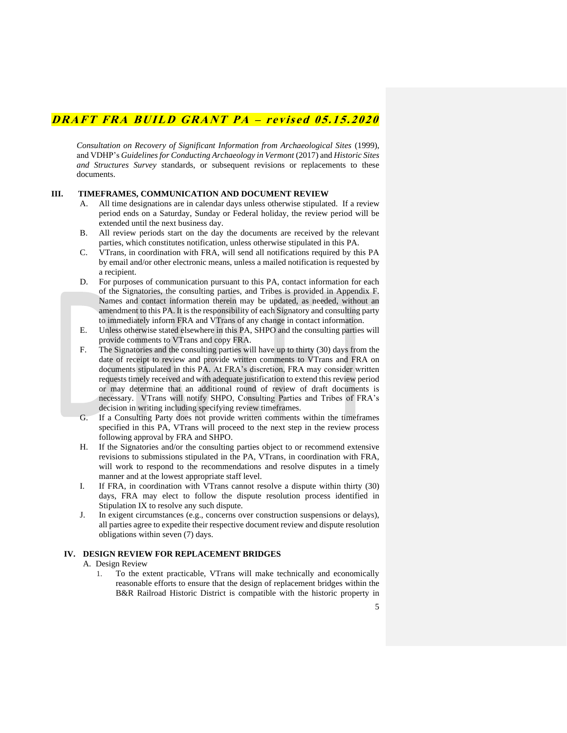*Consultation on Recovery of Significant Information from Archaeological Sites* (1999), and VDHP's *Guidelines for Conducting Archaeology in Vermont* (2017) and *Historic Sites and Structures Survey* standards, or subsequent revisions or replacements to these documents.

## III. TIMEFRAMES, COMMUNICATION AND DOCUMENT REVIEW

A. All time designations are in calendar days unless otherwise stipulated. If a review period ends on a Saturday, Sunday or Federal holiday, the review period will be extended until the next business day.

B. All review periods start on the day the documents are received by the relevant parties, which constitutes notification, unless otherwise stipulated in this PA.

C. VTrans, in coordination with FRA, will send all notifications required by this PA by email and/or other electronic means, unless a mailed notification is requested by a recipient.

D. For purposes of communication pursuant to this PA, contact information for each of the Signatories, the consulting parties, and Tribes is provided in Appendix F. Names and contact information therein may be updated, as needed, without an amendment to this PA. It is the responsibility of each Signatory and consulting party to immediately inform FRA and VTrans of any change in contact information.

E. Unless otherwise stated elsewhere in this PA, SHPO and the consulting parties will provide comments to VTrans and copy FRA.

F. The Signatories and the consulting parties will have up to thirty (30) days from the date of receipt to review and provide written comments to VTrans and FRA on documents stipulated in this PA. At FRA's discretion, FRA may consider written requests timely received and with adequate justification to extend this review period or may determine that an additional round of review of draft documents is necessary. VTrans will notify SHPO, Consulting Parties and Tribes of FRA's decision in writing including specifying review timeframes.

G. If a Consulting Party does not provide written comments within the timeframes specified in this PA, VTrans will proceed to the next step in the review process following approval by FRA and SHPO.

H. If the Signatories and/or the consulting parties object to or recommend extensive revisions to submissions stipulated in the PA, VTrans, in coordination with FRA, will work to respond to the recommendations and resolve disputes in a timely manner and at the lowest appropriate staff level.

I. If FRA, in coordination with VTrans cannot resolve a dispute within thirty (30) days, FRA may elect to follow the dispute resolution process identified in Stipulation IX to resolve any such dispute.

J. In exigent circumstances (e.g., concerns over construction suspensions or delays), all parties agree to expedite their respective document review and dispute resolution obligations within seven (7) days.

## IV. DESIGN REVIEW FOR REPLACEMENT BRIDGES

A. Design Review

1. To the extent practicable, VTrans will make technically and economically reasonable efforts to ensure that the design of replacement bridges within the B&R Railroad Historic District is compatible with the historic property in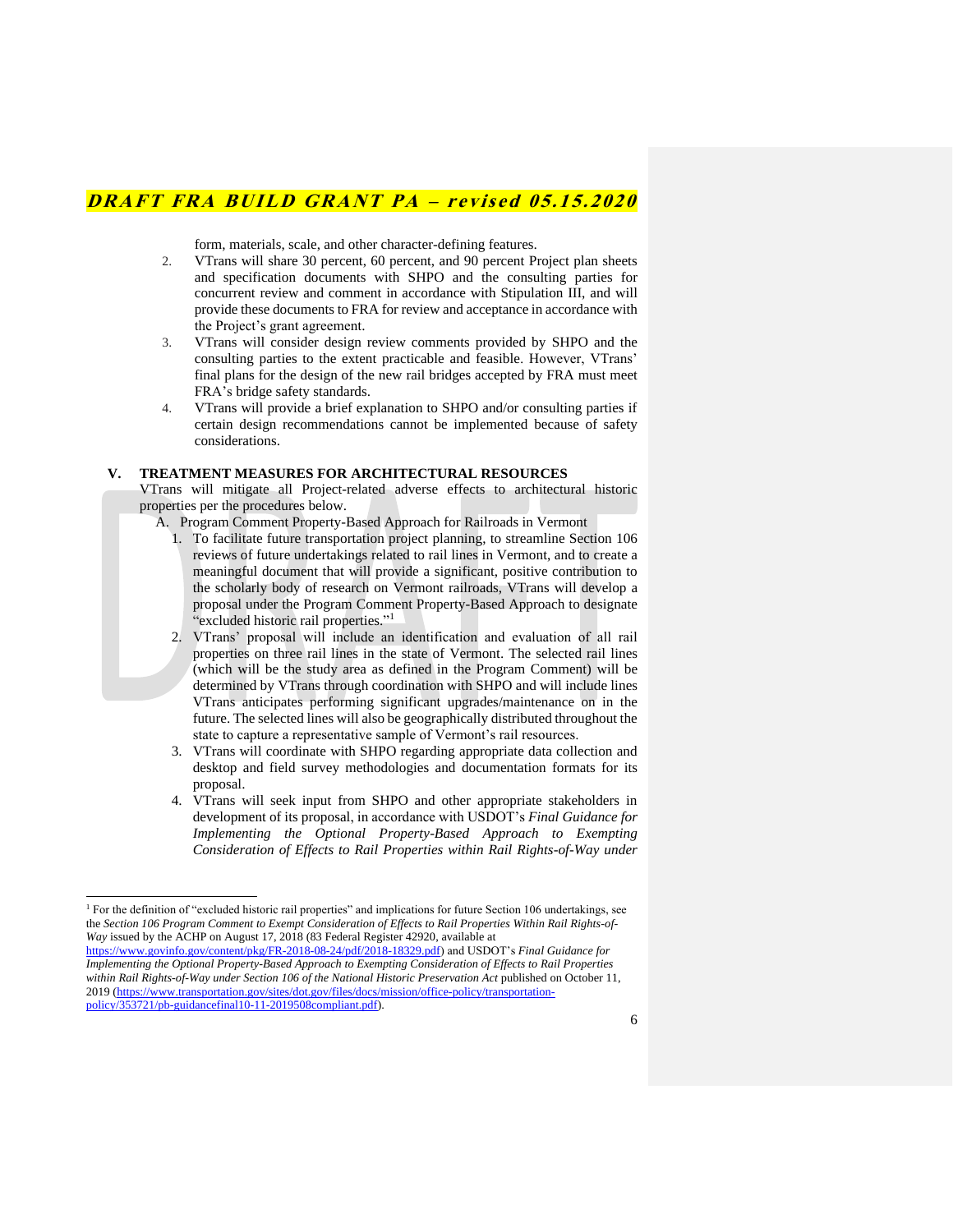form, materials, scale, and other character-defining features.

2. VTrans will share 30 percent, 60 percent, and 90 percent Project plan sheets and specification documents with SHPO and the consulting parties for concurrent review and comment in accordance with Stipulation III, and will provide these documents to FRA for review and acceptance in accordance with the Project's grant agreement.
3. VTrans will consider design review comments provided by SHPO and the consulting parties to the extent practicable and feasible. However, VTrans' final plans for the design of the new rail bridges accepted by FRA must meet FRA's bridge safety standards.
4. VTrans will provide a brief explanation to SHPO and/or consulting parties if certain design recommendations cannot be implemented because of safety considerations.

## V. TREATMENT MEASURES FOR ARCHITECTURAL RESOURCES

VTrans will mitigate all Project-related adverse effects to architectural historic properties per the procedures below.

A. Program Comment Property-Based Approach for Railroads in Vermont

1. To facilitate future transportation project planning, to streamline Section 106 reviews of future undertakings related to rail lines in Vermont, and to create a meaningful document that will provide a significant, positive contribution to the scholarly body of research on Vermont railroads, VTrans will develop a proposal under the Program Comment Property-Based Approach to designate "excluded historic rail properties."[1]
2. VTrans' proposal will include an identification and evaluation of all rail properties on three rail lines in the state of Vermont. The selected rail lines (which will be the study area as defined in the Program Comment) will be determined by VTrans through coordination with SHPO and will include lines VTrans anticipates performing significant upgrades/maintenance on in the future. The selected lines will also be geographically distributed throughout the state to capture a representative sample of Vermont's rail resources.
3. VTrans will coordinate with SHPO regarding appropriate data collection and desktop and field survey methodologies and documentation formats for its proposal.
4. VTrans will seek input from SHPO and other appropriate stakeholders in development of its proposal, in accordance with USDOT's *Final Guidance for Implementing the Optional Property-Based Approach to Exempting Consideration of Effects to Rail Properties within Rail Rights-of-Way under*

---

[1] For the definition of "excluded historic rail properties" and implications for future Section 106 undertakings, see the *Section 106 Program Comment to Exempt Consideration of Effects to Rail Properties Within Rail Rights-of-Way* issued by the ACHP on August 17, 2018 (83 Federal Register 42920, available at https://www.govinfo.gov/content/pkg/FR-2018-08-24/pdf/2018-18329.pdf) and USDOT's *Final Guidance for Implementing the Optional Property-Based Approach to Exempting Consideration of Effects to Rail Properties within Rail Rights-of-Way under Section 106 of the National Historic Preservation Act* published on October 11, 2019 (https://www.transportation.gov/sites/dot.gov/files/docs/mission/office-policy/transportation-policy/353721/pb-guidancefinal10-11-2019508compliant.pdf).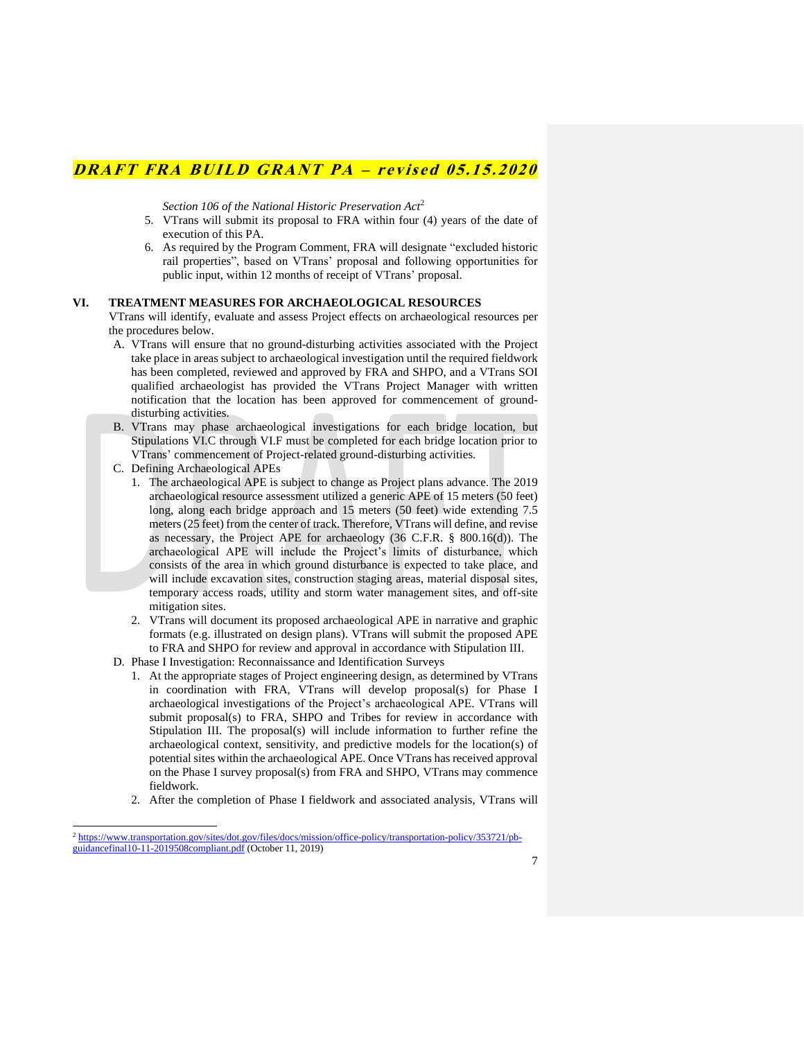*Section 106 of the National Historic Preservation Act*[2]

5. VTrans will submit its proposal to FRA within four (4) years of the date of execution of this PA.
6. As required by the Program Comment, FRA will designate "excluded historic rail properties", based on VTrans' proposal and following opportunities for public input, within 12 months of receipt of VTrans' proposal.

## VI. TREATMENT MEASURES FOR ARCHAEOLOGICAL RESOURCES

VTrans will identify, evaluate and assess Project effects on archaeological resources per the procedures below.

A. VTrans will ensure that no ground-disturbing activities associated with the Project take place in areas subject to archaeological investigation until the required fieldwork has been completed, reviewed and approved by FRA and SHPO, and a VTrans SOI qualified archaeologist has provided the VTrans Project Manager with written notification that the location has been approved for commencement of ground-disturbing activities.

B. VTrans may phase archaeological investigations for each bridge location, but Stipulations VI.C through VI.F must be completed for each bridge location prior to VTrans' commencement of Project-related ground-disturbing activities.

C. Defining Archaeological APEs
   1. The archaeological APE is subject to change as Project plans advance. The 2019 archaeological resource assessment utilized a generic APE of 15 meters (50 feet) long, along each bridge approach and 15 meters (50 feet) wide extending 7.5 meters (25 feet) from the center of track. Therefore, VTrans will define, and revise as necessary, the Project APE for archaeology (36 C.F.R. § 800.16(d)). The archaeological APE will include the Project's limits of disturbance, which consists of the area in which ground disturbance is expected to take place, and will include excavation sites, construction staging areas, material disposal sites, temporary access roads, utility and storm water management sites, and off-site mitigation sites.
   2. VTrans will document its proposed archaeological APE in narrative and graphic formats (e.g. illustrated on design plans). VTrans will submit the proposed APE to FRA and SHPO for review and approval in accordance with Stipulation III.

D. Phase I Investigation: Reconnaissance and Identification Surveys
   1. At the appropriate stages of Project engineering design, as determined by VTrans in coordination with FRA, VTrans will develop proposal(s) for Phase I archaeological investigations of the Project's archaeological APE. VTrans will submit proposal(s) to FRA, SHPO and Tribes for review in accordance with Stipulation III. The proposal(s) will include information to further refine the archaeological context, sensitivity, and predictive models for the location(s) of potential sites within the archaeological APE. Once VTrans has received approval on the Phase I survey proposal(s) from FRA and SHPO, VTrans may commence fieldwork.
   2. After the completion of Phase I fieldwork and associated analysis, VTrans will

---

[2] https://www.transportation.gov/sites/dot.gov/files/docs/mission/office-policy/transportation-policy/353721/pb-guidancefinal10-11-2019508compliant.pdf (October 11, 2019)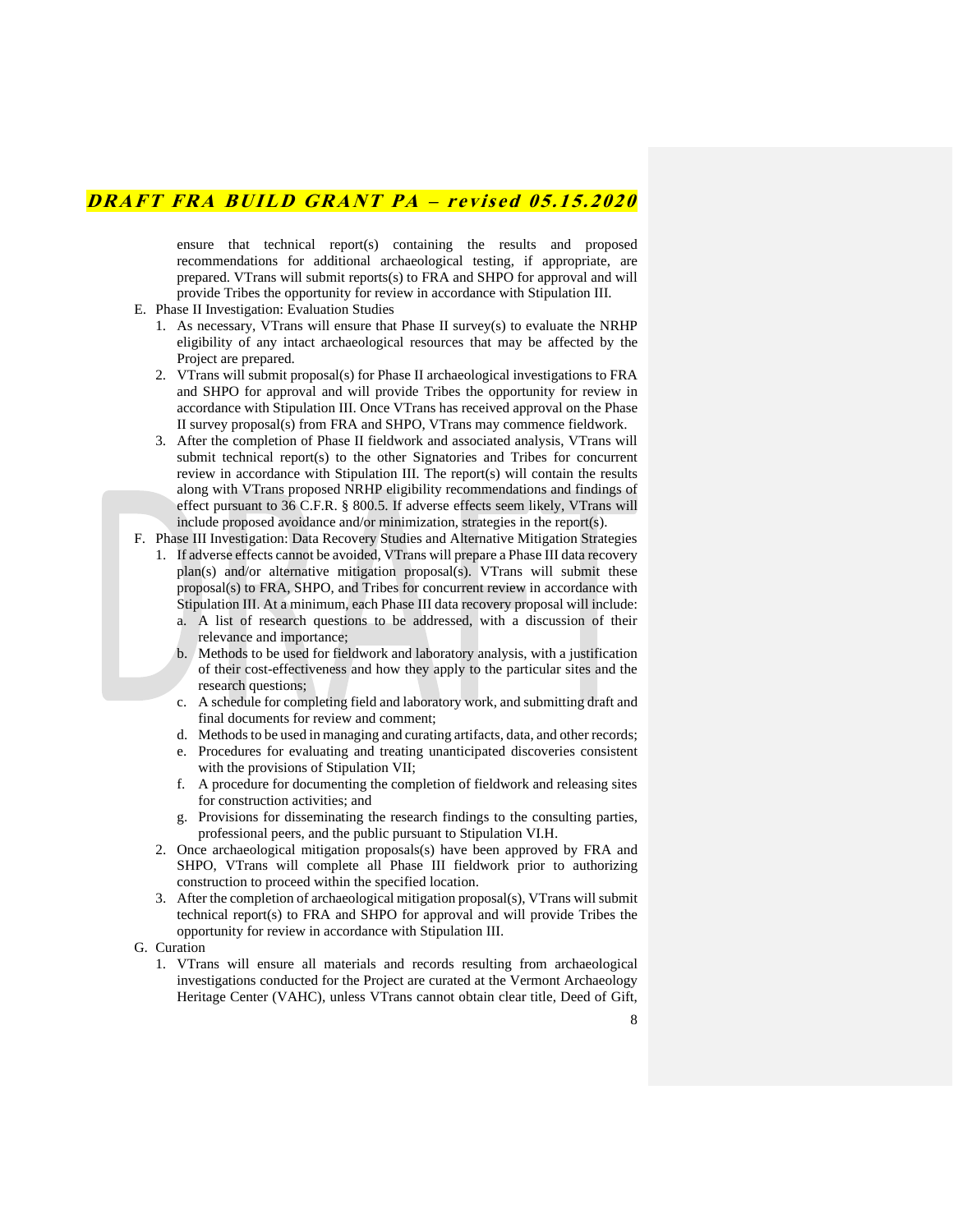ensure that technical report(s) containing the results and proposed recommendations for additional archaeological testing, if appropriate, are prepared. VTrans will submit reports(s) to FRA and SHPO for approval and will provide Tribes the opportunity for review in accordance with Stipulation III.

E. Phase II Investigation: Evaluation Studies

1. As necessary, VTrans will ensure that Phase II survey(s) to evaluate the NRHP eligibility of any intact archaeological resources that may be affected by the Project are prepared.
2. VTrans will submit proposal(s) for Phase II archaeological investigations to FRA and SHPO for approval and will provide Tribes the opportunity for review in accordance with Stipulation III. Once VTrans has received approval on the Phase II survey proposal(s) from FRA and SHPO, VTrans may commence fieldwork.
3. After the completion of Phase II fieldwork and associated analysis, VTrans will submit technical report(s) to the other Signatories and Tribes for concurrent review in accordance with Stipulation III. The report(s) will contain the results along with VTrans proposed NRHP eligibility recommendations and findings of effect pursuant to 36 C.F.R. § 800.5. If adverse effects seem likely, VTrans will include proposed avoidance and/or minimization, strategies in the report(s).

F. Phase III Investigation: Data Recovery Studies and Alternative Mitigation Strategies

1. If adverse effects cannot be avoided, VTrans will prepare a Phase III data recovery plan(s) and/or alternative mitigation proposal(s). VTrans will submit these proposal(s) to FRA, SHPO, and Tribes for concurrent review in accordance with Stipulation III. At a minimum, each Phase III data recovery proposal will include:
   a. A list of research questions to be addressed, with a discussion of their relevance and importance;
   b. Methods to be used for fieldwork and laboratory analysis, with a justification of their cost-effectiveness and how they apply to the particular sites and the research questions;
   c. A schedule for completing field and laboratory work, and submitting draft and final documents for review and comment;
   d. Methods to be used in managing and curating artifacts, data, and other records;
   e. Procedures for evaluating and treating unanticipated discoveries consistent with the provisions of Stipulation VII;
   f. A procedure for documenting the completion of fieldwork and releasing sites for construction activities; and
   g. Provisions for disseminating the research findings to the consulting parties, professional peers, and the public pursuant to Stipulation VI.H.
2. Once archaeological mitigation proposals(s) have been approved by FRA and SHPO, VTrans will complete all Phase III fieldwork prior to authorizing construction to proceed within the specified location.
3. After the completion of archaeological mitigation proposal(s), VTrans will submit technical report(s) to FRA and SHPO for approval and will provide Tribes the opportunity for review in accordance with Stipulation III.

G. Curation

1. VTrans will ensure all materials and records resulting from archaeological investigations conducted for the Project are curated at the Vermont Archaeology Heritage Center (VAHC), unless VTrans cannot obtain clear title, Deed of Gift,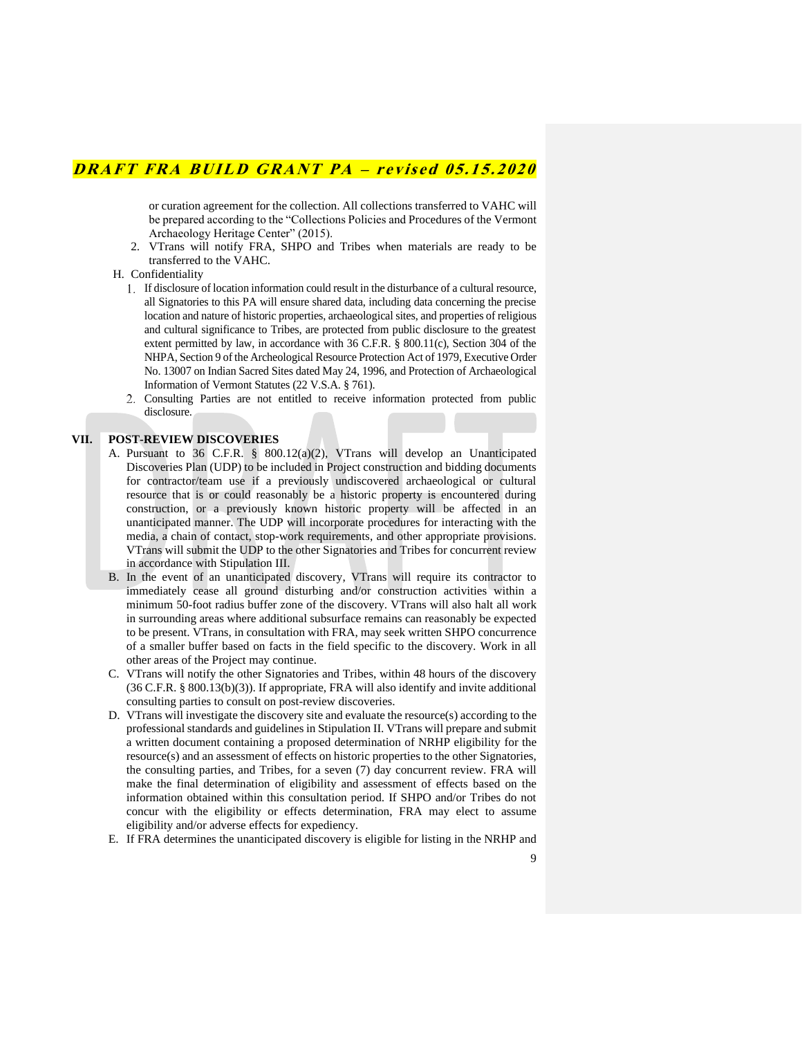or curation agreement for the collection. All collections transferred to VAHC will be prepared according to the "Collections Policies and Procedures of the Vermont Archaeology Heritage Center" (2015).

2. VTrans will notify FRA, SHPO and Tribes when materials are ready to be transferred to the VAHC.

H. Confidentiality

1. If disclosure of location information could result in the disturbance of a cultural resource, all Signatories to this PA will ensure shared data, including data concerning the precise location and nature of historic properties, archaeological sites, and properties of religious and cultural significance to Tribes, are protected from public disclosure to the greatest extent permitted by law, in accordance with 36 C.F.R. § 800.11(c), Section 304 of the NHPA, Section 9 of the Archeological Resource Protection Act of 1979, Executive Order No. 13007 on Indian Sacred Sites dated May 24, 1996, and Protection of Archaeological Information of Vermont Statutes (22 V.S.A. § 761).
2. Consulting Parties are not entitled to receive information protected from public disclosure.

## VII. POST-REVIEW DISCOVERIES

A. Pursuant to 36 C.F.R. § 800.12(a)(2), VTrans will develop an Unanticipated Discoveries Plan (UDP) to be included in Project construction and bidding documents for contractor/team use if a previously undiscovered archaeological or cultural resource that is or could reasonably be a historic property is encountered during construction, or a previously known historic property will be affected in an unanticipated manner. The UDP will incorporate procedures for interacting with the media, a chain of contact, stop-work requirements, and other appropriate provisions. VTrans will submit the UDP to the other Signatories and Tribes for concurrent review in accordance with Stipulation III.

B. In the event of an unanticipated discovery, VTrans will require its contractor to immediately cease all ground disturbing and/or construction activities within a minimum 50-foot radius buffer zone of the discovery. VTrans will also halt all work in surrounding areas where additional subsurface remains can reasonably be expected to be present. VTrans, in consultation with FRA, may seek written SHPO concurrence of a smaller buffer based on facts in the field specific to the discovery. Work in all other areas of the Project may continue.

C. VTrans will notify the other Signatories and Tribes, within 48 hours of the discovery (36 C.F.R. § 800.13(b)(3)). If appropriate, FRA will also identify and invite additional consulting parties to consult on post-review discoveries.

D. VTrans will investigate the discovery site and evaluate the resource(s) according to the professional standards and guidelines in Stipulation II. VTrans will prepare and submit a written document containing a proposed determination of NRHP eligibility for the resource(s) and an assessment of effects on historic properties to the other Signatories, the consulting parties, and Tribes, for a seven (7) day concurrent review. FRA will make the final determination of eligibility and assessment of effects based on the information obtained within this consultation period. If SHPO and/or Tribes do not concur with the eligibility or effects determination, FRA may elect to assume eligibility and/or adverse effects for expediency.

E. If FRA determines the unanticipated discovery is eligible for listing in the NRHP and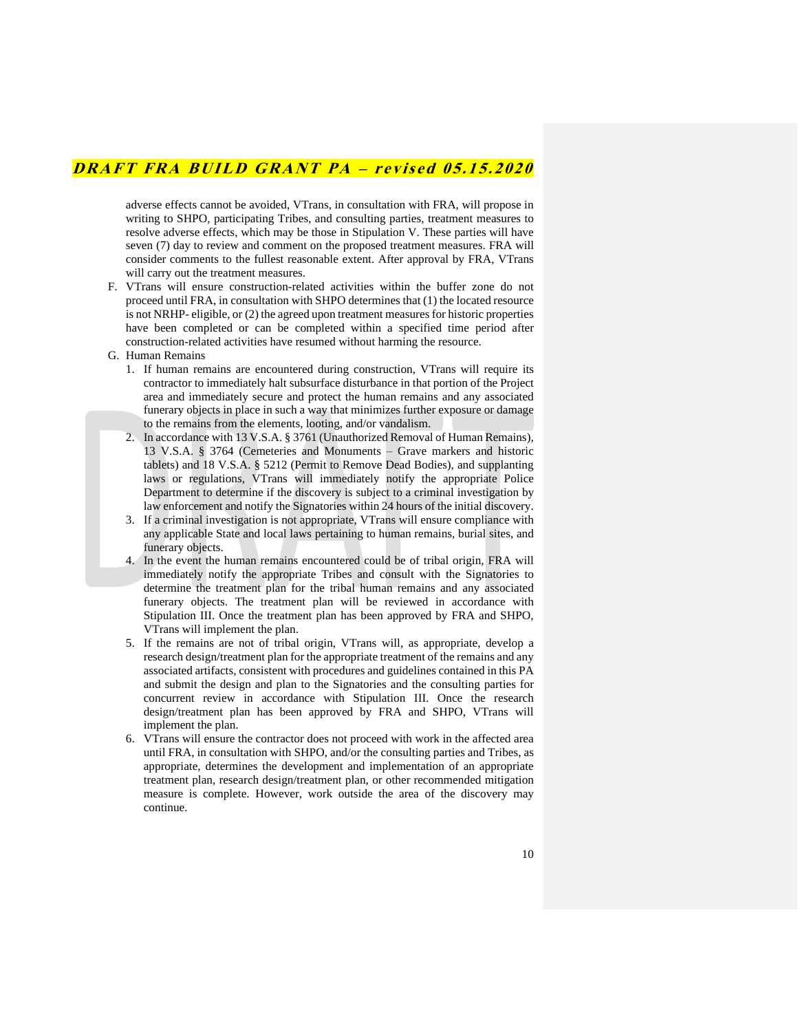adverse effects cannot be avoided, VTrans, in consultation with FRA, will propose in writing to SHPO, participating Tribes, and consulting parties, treatment measures to resolve adverse effects, which may be those in Stipulation V. These parties will have seven (7) day to review and comment on the proposed treatment measures. FRA will consider comments to the fullest reasonable extent. After approval by FRA, VTrans will carry out the treatment measures.

F. VTrans will ensure construction-related activities within the buffer zone do not proceed until FRA, in consultation with SHPO determines that (1) the located resource is not NRHP- eligible, or (2) the agreed upon treatment measures for historic properties have been completed or can be completed within a specified time period after construction-related activities have resumed without harming the resource.

G. Human Remains

1. If human remains are encountered during construction, VTrans will require its contractor to immediately halt subsurface disturbance in that portion of the Project area and immediately secure and protect the human remains and any associated funerary objects in place in such a way that minimizes further exposure or damage to the remains from the elements, looting, and/or vandalism.
2. In accordance with 13 V.S.A. § 3761 (Unauthorized Removal of Human Remains), 13 V.S.A. § 3764 (Cemeteries and Monuments – Grave markers and historic tablets) and 18 V.S.A. § 5212 (Permit to Remove Dead Bodies), and supplanting laws or regulations, VTrans will immediately notify the appropriate Police Department to determine if the discovery is subject to a criminal investigation by law enforcement and notify the Signatories within 24 hours of the initial discovery.
3. If a criminal investigation is not appropriate, VTrans will ensure compliance with any applicable State and local laws pertaining to human remains, burial sites, and funerary objects.
4. In the event the human remains encountered could be of tribal origin, FRA will immediately notify the appropriate Tribes and consult with the Signatories to determine the treatment plan for the tribal human remains and any associated funerary objects. The treatment plan will be reviewed in accordance with Stipulation III. Once the treatment plan has been approved by FRA and SHPO, VTrans will implement the plan.
5. If the remains are not of tribal origin, VTrans will, as appropriate, develop a research design/treatment plan for the appropriate treatment of the remains and any associated artifacts, consistent with procedures and guidelines contained in this PA and submit the design and plan to the Signatories and the consulting parties for concurrent review in accordance with Stipulation III. Once the research design/treatment plan has been approved by FRA and SHPO, VTrans will implement the plan.
6. VTrans will ensure the contractor does not proceed with work in the affected area until FRA, in consultation with SHPO, and/or the consulting parties and Tribes, as appropriate, determines the development and implementation of an appropriate treatment plan, research design/treatment plan, or other recommended mitigation measure is complete. However, work outside the area of the discovery may continue.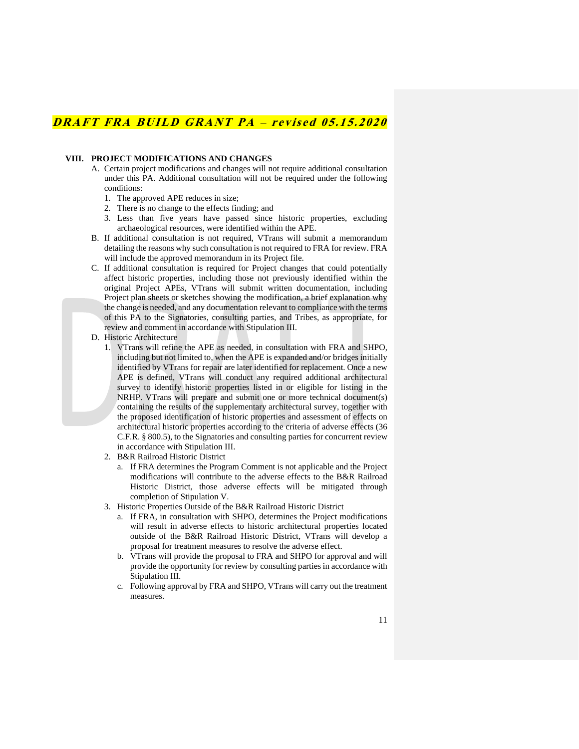## VIII. PROJECT MODIFICATIONS AND CHANGES

A. Certain project modifications and changes will not require additional consultation under this PA. Additional consultation will not be required under the following conditions:
   1. The approved APE reduces in size;
   2. There is no change to the effects finding; and
   3. Less than five years have passed since historic properties, excluding archaeological resources, were identified within the APE.

B. If additional consultation is not required, VTrans will submit a memorandum detailing the reasons why such consultation is not required to FRA for review. FRA will include the approved memorandum in its Project file.

C. If additional consultation is required for Project changes that could potentially affect historic properties, including those not previously identified within the original Project APEs, VTrans will submit written documentation, including Project plan sheets or sketches showing the modification, a brief explanation why the change is needed, and any documentation relevant to compliance with the terms of this PA to the Signatories, consulting parties, and Tribes, as appropriate, for review and comment in accordance with Stipulation III.

D. Historic Architecture
   1. VTrans will refine the APE as needed, in consultation with FRA and SHPO, including but not limited to, when the APE is expanded and/or bridges initially identified by VTrans for repair are later identified for replacement. Once a new APE is defined, VTrans will conduct any required additional architectural survey to identify historic properties listed in or eligible for listing in the NRHP. VTrans will prepare and submit one or more technical document(s) containing the results of the supplementary architectural survey, together with the proposed identification of historic properties and assessment of effects on architectural historic properties according to the criteria of adverse effects (36 C.F.R. § 800.5), to the Signatories and consulting parties for concurrent review in accordance with Stipulation III.
   2. B&R Railroad Historic District
      a. If FRA determines the Program Comment is not applicable and the Project modifications will contribute to the adverse effects to the B&R Railroad Historic District, those adverse effects will be mitigated through completion of Stipulation V.
   3. Historic Properties Outside of the B&R Railroad Historic District
      a. If FRA, in consultation with SHPO, determines the Project modifications will result in adverse effects to historic architectural properties located outside of the B&R Railroad Historic District, VTrans will develop a proposal for treatment measures to resolve the adverse effect.
      b. VTrans will provide the proposal to FRA and SHPO for approval and will provide the opportunity for review by consulting parties in accordance with Stipulation III.
      c. Following approval by FRA and SHPO, VTrans will carry out the treatment measures.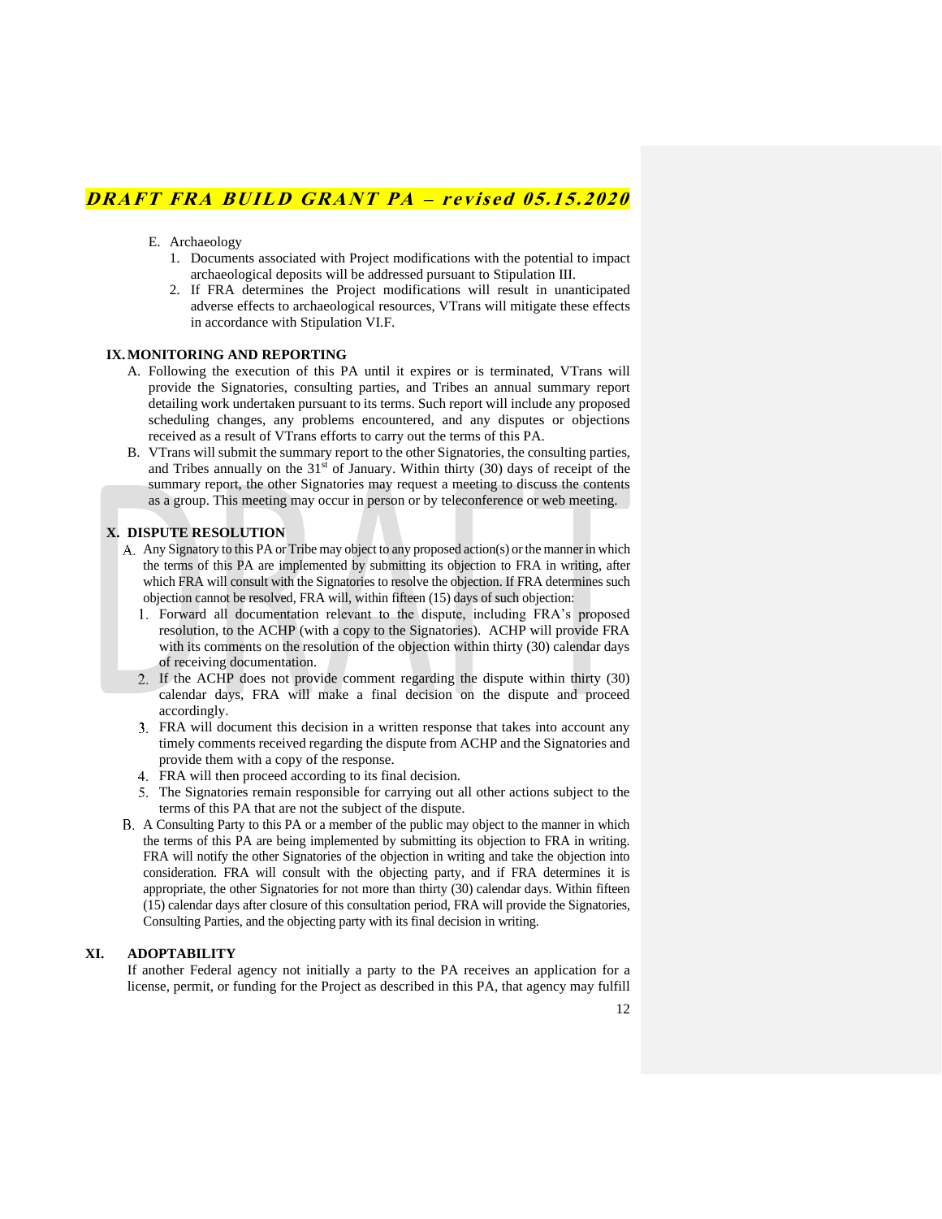E. Archaeology
   1. Documents associated with Project modifications with the potential to impact archaeological deposits will be addressed pursuant to Stipulation III.
   2. If FRA determines the Project modifications will result in unanticipated adverse effects to archaeological resources, VTrans will mitigate these effects in accordance with Stipulation VI.F.

## IX. MONITORING AND REPORTING

A. Following the execution of this PA until it expires or is terminated, VTrans will provide the Signatories, consulting parties, and Tribes an annual summary report detailing work undertaken pursuant to its terms. Such report will include any proposed scheduling changes, any problems encountered, and any disputes or objections received as a result of VTrans efforts to carry out the terms of this PA.

B. VTrans will submit the summary report to the other Signatories, the consulting parties, and Tribes annually on the 31st of January. Within thirty (30) days of receipt of the summary report, the other Signatories may request a meeting to discuss the contents as a group. This meeting may occur in person or by teleconference or web meeting.

## X. DISPUTE RESOLUTION

A. Any Signatory to this PA or Tribe may object to any proposed action(s) or the manner in which the terms of this PA are implemented by submitting its objection to FRA in writing, after which FRA will consult with the Signatories to resolve the objection. If FRA determines such objection cannot be resolved, FRA will, within fifteen (15) days of such objection:
   1. Forward all documentation relevant to the dispute, including FRA's proposed resolution, to the ACHP (with a copy to the Signatories). ACHP will provide FRA with its comments on the resolution of the objection within thirty (30) calendar days of receiving documentation.
   2. If the ACHP does not provide comment regarding the dispute within thirty (30) calendar days, FRA will make a final decision on the dispute and proceed accordingly.
   3. FRA will document this decision in a written response that takes into account any timely comments received regarding the dispute from ACHP and the Signatories and provide them with a copy of the response.
   4. FRA will then proceed according to its final decision.
   5. The Signatories remain responsible for carrying out all other actions subject to the terms of this PA that are not the subject of the dispute.

B. A Consulting Party to this PA or a member of the public may object to the manner in which the terms of this PA are being implemented by submitting its objection to FRA in writing. FRA will notify the other Signatories of the objection in writing and take the objection into consideration. FRA will consult with the objecting party, and if FRA determines it is appropriate, the other Signatories for not more than thirty (30) calendar days. Within fifteen (15) calendar days after closure of this consultation period, FRA will provide the Signatories, Consulting Parties, and the objecting party with its final decision in writing.

## XI. ADOPTABILITY

If another Federal agency not initially a party to the PA receives an application for a license, permit, or funding for the Project as described in this PA, that agency may fulfill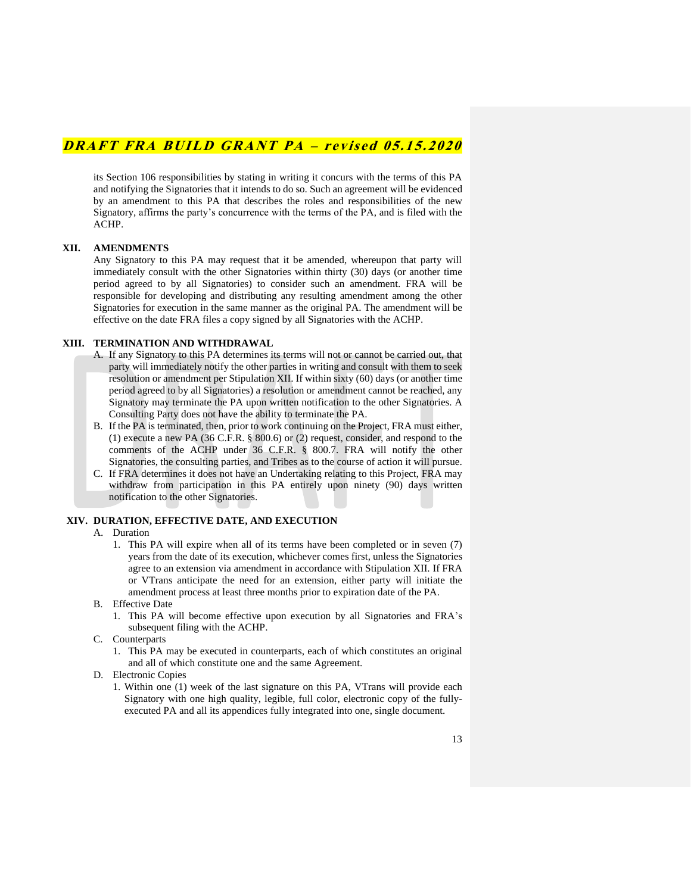its Section 106 responsibilities by stating in writing it concurs with the terms of this PA and notifying the Signatories that it intends to do so. Such an agreement will be evidenced by an amendment to this PA that describes the roles and responsibilities of the new Signatory, affirms the party's concurrence with the terms of the PA, and is filed with the ACHP.

## XII. AMENDMENTS

Any Signatory to this PA may request that it be amended, whereupon that party will immediately consult with the other Signatories within thirty (30) days (or another time period agreed to by all Signatories) to consider such an amendment. FRA will be responsible for developing and distributing any resulting amendment among the other Signatories for execution in the same manner as the original PA. The amendment will be effective on the date FRA files a copy signed by all Signatories with the ACHP.

## XIII. TERMINATION AND WITHDRAWAL

A. If any Signatory to this PA determines its terms will not or cannot be carried out, that party will immediately notify the other parties in writing and consult with them to seek resolution or amendment per Stipulation XII. If within sixty (60) days (or another time period agreed to by all Signatories) a resolution or amendment cannot be reached, any Signatory may terminate the PA upon written notification to the other Signatories. A Consulting Party does not have the ability to terminate the PA.

B. If the PA is terminated, then, prior to work continuing on the Project, FRA must either, (1) execute a new PA (36 C.F.R. § 800.6) or (2) request, consider, and respond to the comments of the ACHP under 36 C.F.R. § 800.7. FRA will notify the other Signatories, the consulting parties, and Tribes as to the course of action it will pursue.

C. If FRA determines it does not have an Undertaking relating to this Project, FRA may withdraw from participation in this PA entirely upon ninety (90) days written notification to the other Signatories.

## XIV. DURATION, EFFECTIVE DATE, AND EXECUTION

A. Duration

1. This PA will expire when all of its terms have been completed or in seven (7) years from the date of its execution, whichever comes first, unless the Signatories agree to an extension via amendment in accordance with Stipulation XII. If FRA or VTrans anticipate the need for an extension, either party will initiate the amendment process at least three months prior to expiration date of the PA.

B. Effective Date

1. This PA will become effective upon execution by all Signatories and FRA's subsequent filing with the ACHP.

C. Counterparts

1. This PA may be executed in counterparts, each of which constitutes an original and all of which constitute one and the same Agreement.

D. Electronic Copies

1. Within one (1) week of the last signature on this PA, VTrans will provide each Signatory with one high quality, legible, full color, electronic copy of the fully-executed PA and all its appendices fully integrated into one, single document.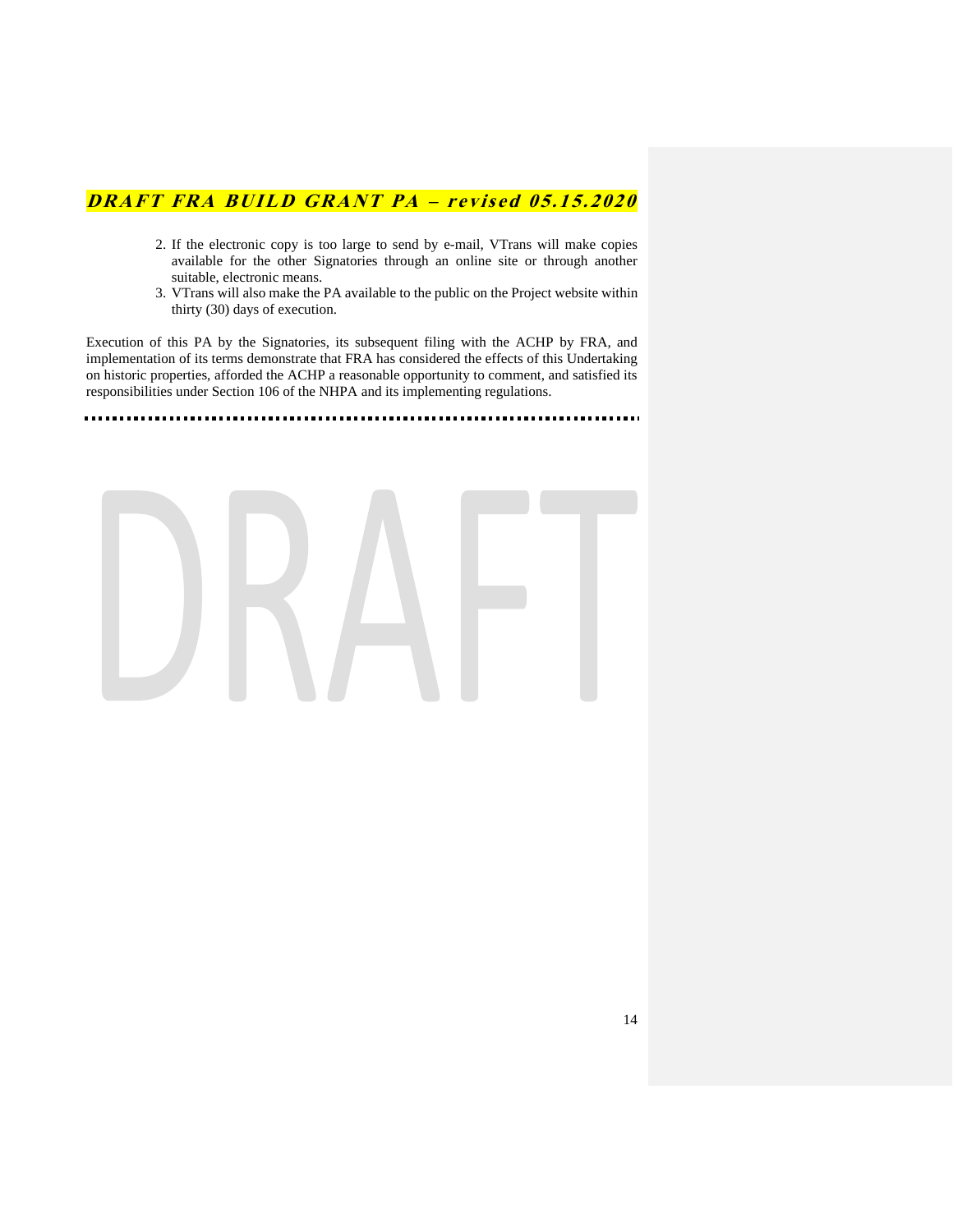2. If the electronic copy is too large to send by e-mail, VTrans will make copies available for the other Signatories through an online site or through another suitable, electronic means.
3. VTrans will also make the PA available to the public on the Project website within thirty (30) days of execution.

Execution of this PA by the Signatories, its subsequent filing with the ACHP by FRA, and implementation of its terms demonstrate that FRA has considered the effects of this Undertaking on historic properties, afforded the ACHP a reasonable opportunity to comment, and satisfied its responsibilities under Section 106 of the NHPA and its implementing regulations.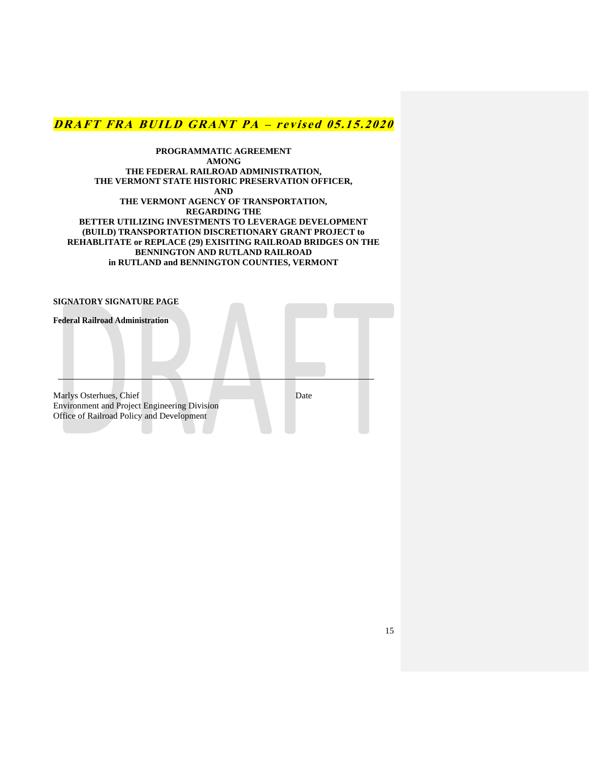***DRAFT FRA BUILD GRANT PA – revised 05.15.2020***

**PROGRAMMATIC AGREEMENT**
**AMONG**
**THE FEDERAL RAILROAD ADMINISTRATION,**
**THE VERMONT STATE HISTORIC PRESERVATION OFFICER,**
**AND**
**THE VERMONT AGENCY OF TRANSPORTATION,**
**REGARDING THE**
**BETTER UTILIZING INVESTMENTS TO LEVERAGE DEVELOPMENT (BUILD) TRANSPORTATION DISCRETIONARY GRANT PROJECT to REHABLITATE or REPLACE (29) EXISITING RAILROAD BRIDGES ON THE BENNINGTON AND RUTLAND RAILROAD**
**in RUTLAND and BENNINGTON COUNTIES, VERMONT**

**SIGNATORY SIGNATURE PAGE**

**Federal Railroad Administration**

______________________________________________________________

Marlys Osterhues, Chief — Date
Environment and Project Engineering Division
Office of Railroad Policy and Development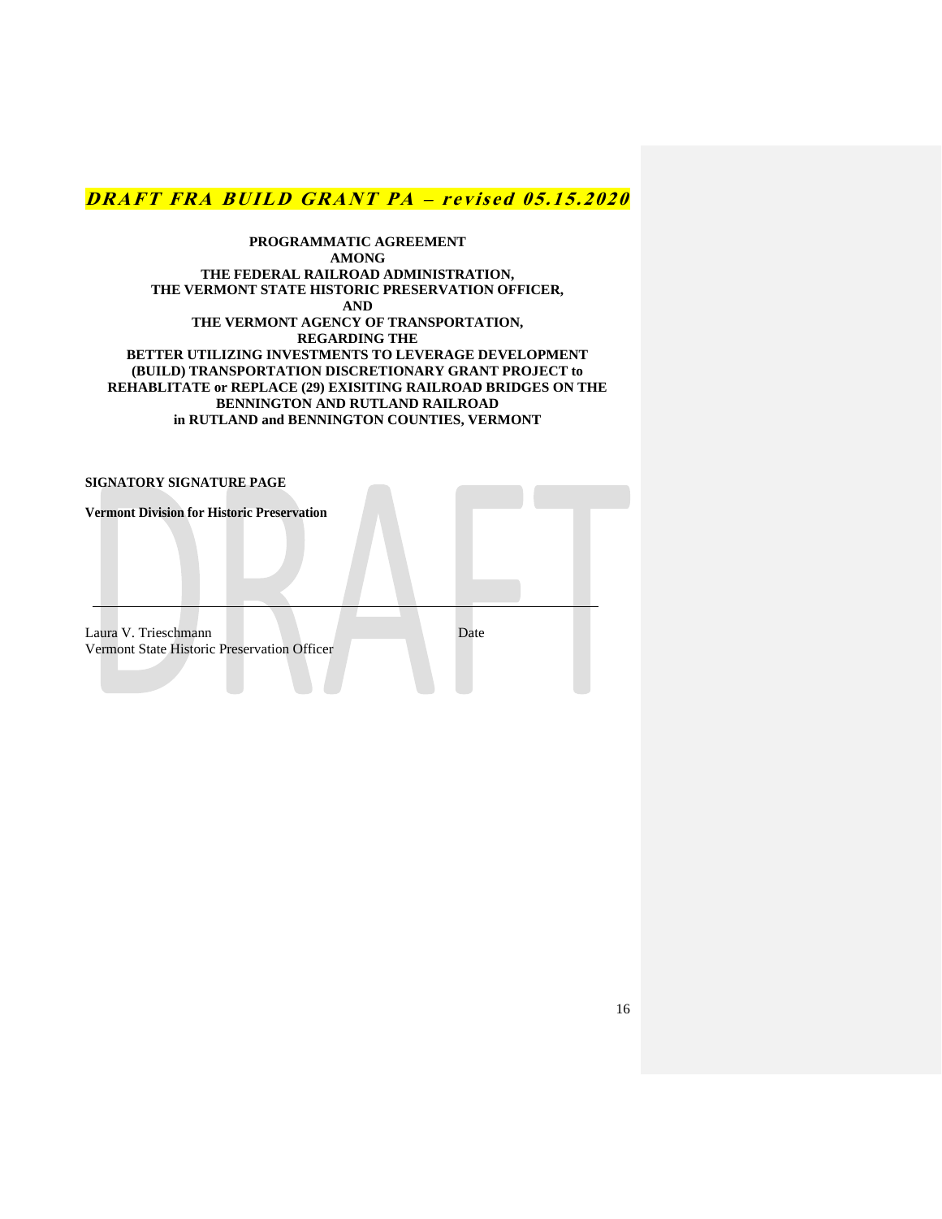***DRAFT FRA BUILD GRANT PA – revised 05.15.2020***

**PROGRAMMATIC AGREEMENT
AMONG
THE FEDERAL RAILROAD ADMINISTRATION,
THE VERMONT STATE HISTORIC PRESERVATION OFFICER,
AND
THE VERMONT AGENCY OF TRANSPORTATION,
REGARDING THE
BETTER UTILIZING INVESTMENTS TO LEVERAGE DEVELOPMENT
(BUILD) TRANSPORTATION DISCRETIONARY GRANT PROJECT to
REHABLITATE or REPLACE (29) EXISITING RAILROAD BRIDGES ON THE
BENNINGTON AND RUTLAND RAILROAD
in RUTLAND and BENNINGTON COUNTIES, VERMONT**

**SIGNATORY SIGNATURE PAGE**

**Vermont Division for Historic Preservation**

\_\_\_\_\_\_\_\_\_\_\_\_\_\_\_\_\_\_\_\_\_\_\_\_\_\_\_\_\_\_\_\_\_\_\_\_\_\_\_\_\_\_\_\_\_\_\_\_\_\_\_\_\_\_\_\_\_\_\_\_\_\_

Laura V. Trieschmann Date
Vermont State Historic Preservation Officer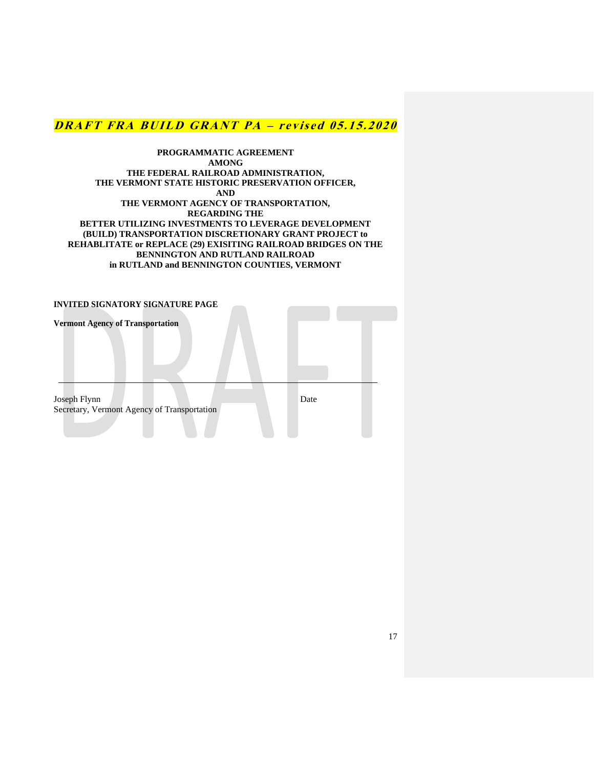***DRAFT FRA BUILD GRANT PA – revised 05.15.2020***

**PROGRAMMATIC AGREEMENT**
**AMONG**
**THE FEDERAL RAILROAD ADMINISTRATION,**
**THE VERMONT STATE HISTORIC PRESERVATION OFFICER,**
**AND**
**THE VERMONT AGENCY OF TRANSPORTATION,**
**REGARDING THE**
**BETTER UTILIZING INVESTMENTS TO LEVERAGE DEVELOPMENT (BUILD) TRANSPORTATION DISCRETIONARY GRANT PROJECT to REHABLITATE or REPLACE (29) EXISITING RAILROAD BRIDGES ON THE BENNINGTON AND RUTLAND RAILROAD**
**in RUTLAND and BENNINGTON COUNTIES, VERMONT**

**INVITED SIGNATORY SIGNATURE PAGE**

**Vermont Agency of Transportation**

_______________________________________________

Joseph Flynn Date
Secretary, Vermont Agency of Transportation